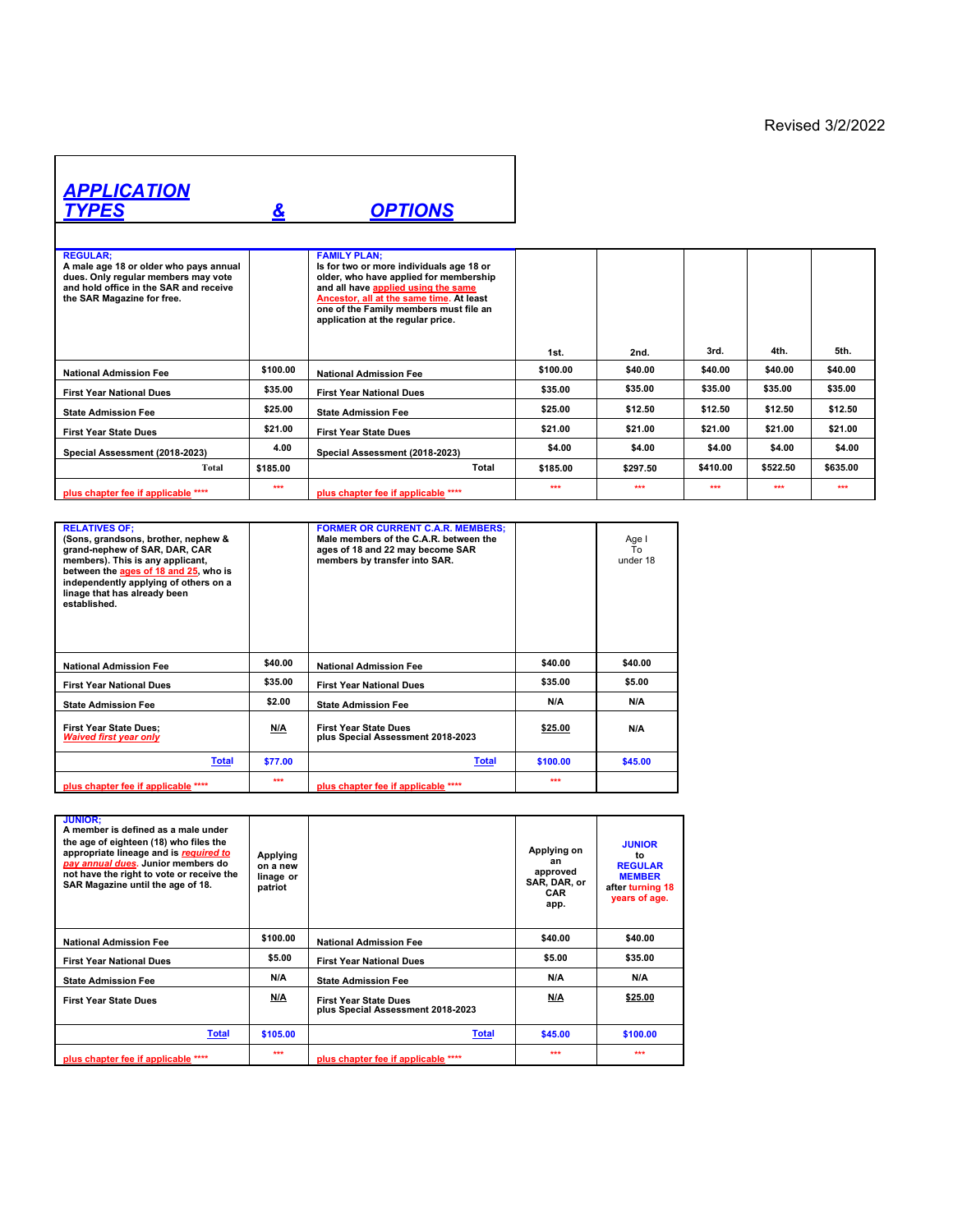Revised 3/2/2022

# APPLICATION TYPES & OPTIONS

| **REGULAR;** A male age 18 or older who pays annual dues. Only regular members may vote and hold office in the SAR and receive the SAR Magazine for free. | | **FAMILY PLAN;** Is for two or more individuals age 18 or older, who have applied for membership and all have applied using the same Ancestor, all at the same time. At least one of the Family members must file an application at the regular price. | 1st. | 2nd. | 3rd. | 4th. | 5th. |
|---|---|---|---|---|---|---|---|
| National Admission Fee | $100.00 | National Admission Fee | $100.00 | $40.00 | $40.00 | $40.00 | $40.00 |
| First Year National Dues | $35.00 | First Year National Dues | $35.00 | $35.00 | $35.00 | $35.00 | $35.00 |
| State Admission Fee | $25.00 | State Admission Fee | $25.00 | $12.50 | $12.50 | $12.50 | $12.50 |
| First Year State Dues | $21.00 | First Year State Dues | $21.00 | $21.00 | $21.00 | $21.00 | $21.00 |
| Special Assessment (2018-2023) | 4.00 | Special Assessment (2018-2023) | $4.00 | $4.00 | $4.00 | $4.00 | $4.00 |
| Total | $185.00 | Total | $185.00 | $297.50 | $410.00 | $522.50 | $635.00 |
| plus chapter fee if applicable **** | *** | plus chapter fee if applicable **** | *** | *** | *** | *** | *** |

| **RELATIVES OF;** (Sons, grandsons, brother, nephew & grand-nephew of SAR, DAR, CAR members). This is any applicant, between the ages of 18 and 25, who is independently applying of others on a linage that has already been established. | | **FORMER OR CURRENT C.A.R. MEMBERS;** Male members of the C.A.R. between the ages of 18 and 22 may become SAR members by transfer into SAR. | | Age I To under 18 |
|---|---|---|---|---|
| National Admission Fee | $40.00 | National Admission Fee | $40.00 | $40.00 |
| First Year National Dues | $35.00 | First Year National Dues | $35.00 | $5.00 |
| State Admission Fee | $2.00 | State Admission Fee | N/A | N/A |
| First Year State Dues; *Waived first year only* | N/A | First Year State Dues plus Special Assessment 2018-2023 | $25.00 | N/A |
| Total | $77.00 | Total | $100.00 | $45.00 |
| plus chapter fee if applicable **** | *** | plus chapter fee if applicable **** | *** | |

| **JUNIOR;** A member is defined as a male under the age of eighteen (18) who files the appropriate lineage and is *required to pay annual dues*. Junior members do not have the right to vote or receive the SAR Magazine until the age of 18. | Applying on a new linage or patriot | | Applying on an approved SAR, DAR, or CAR app. | JUNIOR to REGULAR MEMBER after turning 18 years of age. |
|---|---|---|---|---|
| National Admission Fee | $100.00 | National Admission Fee | $40.00 | $40.00 |
| First Year National Dues | $5.00 | First Year National Dues | $5.00 | $35.00 |
| State Admission Fee | N/A | State Admission Fee | N/A | N/A |
| First Year State Dues | N/A | First Year State Dues plus Special Assessment 2018-2023 | N/A | $25.00 |
| Total | $105.00 | Total | $45.00 | $100.00 |
| plus chapter fee if applicable **** | *** | plus chapter fee if applicable **** | *** | *** |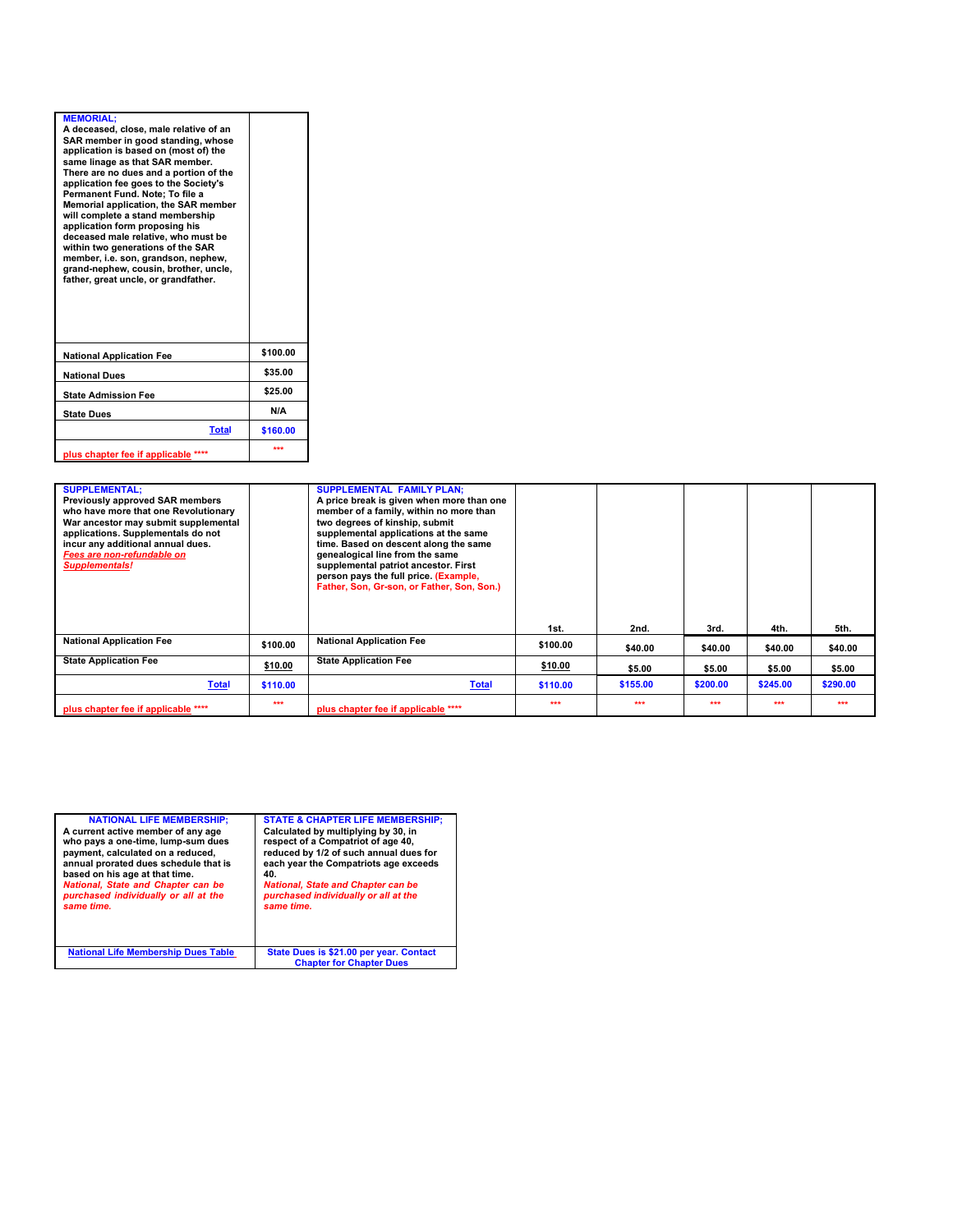| | |
|---|---|
| **MEMORIAL;** A deceased, close, male relative of an SAR member in good standing, whose application is based on (most of) the same linage as that SAR member. There are no dues and a portion of the application fee goes to the Society's Permanent Fund. Note; To file a Memorial application, the SAR member will complete a stand membership application form proposing his deceased male relative, who must be within two generations of the SAR member, i.e. son, grandson, nephew, grand-nephew, cousin, brother, uncle, father, great uncle, or grandfather. | |
| National Application Fee | $100.00 |
| National Dues | $35.00 |
| State Admission Fee | $25.00 |
| State Dues | N/A |
| Total | $160.00 |
| plus chapter fee if applicable **** | *** |

| | | | | | | | |
|---|---|---|---|---|---|---|---|
| **SUPPLEMENTAL;** Previously approved SAR members who have more that one Revolutionary War ancestor may submit supplemental applications. Supplementals do not incur any additional annual dues. *Fees are non-refundable on Supplementals!* | | **SUPPLEMENTAL FAMILY PLAN;** A price break is given when more than one member of a family, within no more than two degrees of kinship, submit supplemental applications at the same time. Based on descent along the same genealogical line from the same supplemental patriot ancestor. First person pays the full price. (Example, Father, Son, Gr-son, or Father, Son, Son.) | 1st. | 2nd. | 3rd. | 4th. | 5th. |
| National Application Fee | $100.00 | National Application Fee | $100.00 | $40.00 | $40.00 | $40.00 | $40.00 |
| State Application Fee | $10.00 | State Application Fee | $10.00 | $5.00 | $5.00 | $5.00 | $5.00 |
| Total | $110.00 | Total | $110.00 | $155.00 | $200.00 | $245.00 | $290.00 |
| plus chapter fee if applicable **** | *** | plus chapter fee if applicable **** | *** | *** | *** | *** | *** |

| | |
|---|---|
| **NATIONAL LIFE MEMBERSHIP;** A current active member of any age who pays a one-time, lump-sum dues payment, calculated on a reduced, annual prorated dues schedule that is based on his age at that time. *National, State and Chapter can be purchased individually or all at the same time.* | **STATE & CHAPTER LIFE MEMBERSHIP;** Calculated by multiplying by 30, in respect of a Compatriot of age 40, reduced by 1/2 of such annual dues for each year the Compatriots age exceeds 40. *National, State and Chapter can be purchased individually or all at the same time.* |
| National Life Membership Dues Table | State Dues is $21.00 per year. Contact Chapter for Chapter Dues |